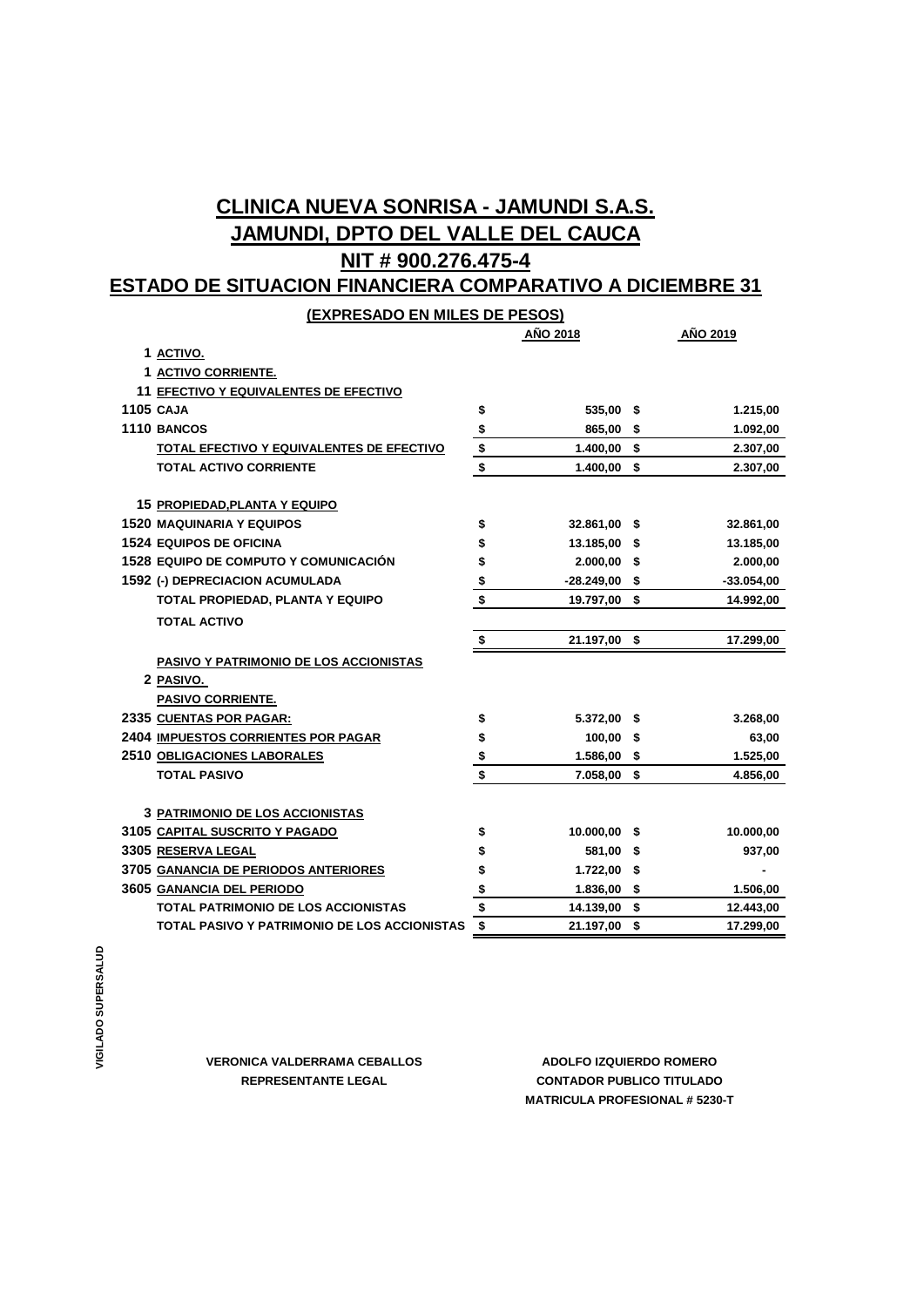# CLINICA NUEVA SONRISA - JAMUNDI S.A.S.

## JAMUNDI, DPTO DEL VALLE DEL CAUCA

## NIT # 900.276.475-4

## ESTADO DE SITUACION FINANCIERA COMPARATIVO A DICIEMBRE 31

**(EXPRESADO EN MILES DE PESOS)**

| Código | Cuenta | | AÑO 2018 | | AÑO 2019 |
|---|---|---|---|---|---|
| 1 | ACTIVO. | | | | |
| 1 | ACTIVO CORRIENTE. | | | | |
| 11 | EFECTIVO Y EQUIVALENTES DE EFECTIVO | | | | |
| 1105 | CAJA | $ | 535,00 | $ | 1.215,00 |
| 1110 | BANCOS | $ | 865,00 | $ | 1.092,00 |
| | TOTAL EFECTIVO Y EQUIVALENTES DE EFECTIVO | $ | 1.400,00 | $ | 2.307,00 |
| | TOTAL ACTIVO CORRIENTE | $ | 1.400,00 | $ | 2.307,00 |
| 15 | PROPIEDAD,PLANTA Y EQUIPO | | | | |
| 1520 | MAQUINARIA Y EQUIPOS | $ | 32.861,00 | $ | 32.861,00 |
| 1524 | EQUIPOS DE OFICINA | $ | 13.185,00 | $ | 13.185,00 |
| 1528 | EQUIPO DE COMPUTO Y COMUNICACIÓN | $ | 2.000,00 | $ | 2.000,00 |
| 1592 | (-) DEPRECIACION ACUMULADA | $ | -28.249,00 | $ | -33.054,00 |
| | TOTAL PROPIEDAD, PLANTA Y EQUIPO | $ | 19.797,00 | $ | 14.992,00 |
| | TOTAL ACTIVO | $ | 21.197,00 | $ | 17.299,00 |
| | PASIVO Y PATRIMONIO DE LOS ACCIONISTAS | | | | |
| 2 | PASIVO. | | | | |
| | PASIVO CORRIENTE. | | | | |
| 2335 | CUENTAS POR PAGAR: | $ | 5.372,00 | $ | 3.268,00 |
| 2404 | IMPUESTOS CORRIENTES POR PAGAR | $ | 100,00 | $ | 63,00 |
| 2510 | OBLIGACIONES LABORALES | $ | 1.586,00 | $ | 1.525,00 |
| | TOTAL PASIVO | $ | 7.058,00 | $ | 4.856,00 |
| 3 | PATRIMONIO DE LOS ACCIONISTAS | | | | |
| 3105 | CAPITAL SUSCRITO Y PAGADO | $ | 10.000,00 | $ | 10.000,00 |
| 3305 | RESERVA LEGAL | $ | 581,00 | $ | 937,00 |
| 3705 | GANANCIA DE PERIODOS ANTERIORES | $ | 1.722,00 | $ | - |
| 3605 | GANANCIA DEL PERIODO | $ | 1.836,00 | $ | 1.506,00 |
| | TOTAL PATRIMONIO DE LOS ACCIONISTAS | $ | 14.139,00 | $ | 12.443,00 |
| | TOTAL PASIVO Y PATRIMONIO DE LOS ACCIONISTAS | $ | 21.197,00 | $ | 17.299,00 |

VIGILADO SUPERSALUD

**VERONICA VALDERRAMA CEBALLOS**
**REPRESENTANTE LEGAL**

**ADOLFO IZQUIERDO ROMERO**
**CONTADOR PUBLICO TITULADO**
**MATRICULA PROFESIONAL # 5230-T**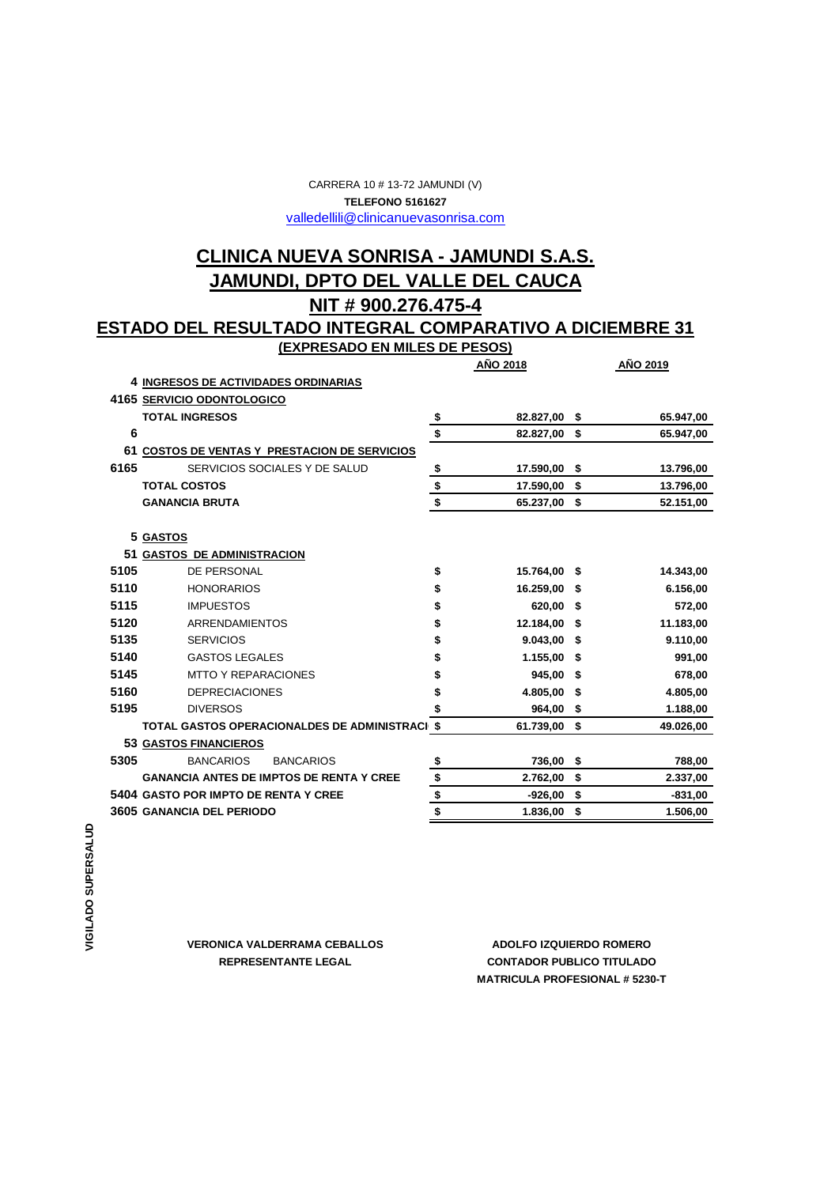CARRERA 10 # 13-72 JAMUNDI (V)

**TELEFONO 5161627**

valledellili@clinicanuevasonrisa.com

# CLINICA NUEVA SONRISA - JAMUNDI S.A.S.

## JAMUNDI, DPTO DEL VALLE DEL CAUCA

## NIT # 900.276.475-4

## ESTADO DEL RESULTADO INTEGRAL COMPARATIVO A DICIEMBRE 31

**(EXPRESADO EN MILES DE PESOS)**

| Código | Concepto | | AÑO 2018 | | AÑO 2019 |
|---|---|---|---|---|---|
| 4 | **INGRESOS DE ACTIVIDADES ORDINARIAS** | | | | |
| 4165 | **SERVICIO ODONTOLOGICO** | | | | |
| | **TOTAL INGRESOS** | $ | 82.827,00 | $ | 65.947,00 |
| 6 | | $ | 82.827,00 | $ | 65.947,00 |
| 61 | **COSTOS DE VENTAS Y PRESTACION DE SERVICIOS** | | | | |
| 6165 | SERVICIOS SOCIALES Y DE SALUD | $ | 17.590,00 | $ | 13.796,00 |
| | **TOTAL COSTOS** | $ | 17.590,00 | $ | 13.796,00 |
| | **GANANCIA BRUTA** | $ | 65.237,00 | $ | 52.151,00 |
| 5 | **GASTOS** | | | | |
| 51 | **GASTOS DE ADMINISTRACION** | | | | |
| 5105 | DE PERSONAL | $ | 15.764,00 | $ | 14.343,00 |
| 5110 | HONORARIOS | $ | 16.259,00 | $ | 6.156,00 |
| 5115 | IMPUESTOS | $ | 620,00 | $ | 572,00 |
| 5120 | ARRENDAMIENTOS | $ | 12.184,00 | $ | 11.183,00 |
| 5135 | SERVICIOS | $ | 9.043,00 | $ | 9.110,00 |
| 5140 | GASTOS LEGALES | $ | 1.155,00 | $ | 991,00 |
| 5145 | MTTO Y REPARACIONES | $ | 945,00 | $ | 678,00 |
| 5160 | DEPRECIACIONES | $ | 4.805,00 | $ | 4.805,00 |
| 5195 | DIVERSOS | $ | 964,00 | $ | 1.188,00 |
| | **TOTAL GASTOS OPERACIONALDES DE ADMINISTRACI** | $ | 61.739,00 | $ | 49.026,00 |
| 53 | **GASTOS FINANCIEROS** | | | | |
| 5305 | BANCARIOS BANCARIOS | $ | 736,00 | $ | 788,00 |
| | **GANANCIA ANTES DE IMPTOS DE RENTA Y CREE** | $ | 2.762,00 | $ | 2.337,00 |
| 5404 | **GASTO POR IMPTO DE RENTA Y CREE** | $ | -926,00 | $ | -831,00 |
| 3605 | **GANANCIA DEL PERIODO** | $ | 1.836,00 | $ | 1.506,00 |

**VIGILADO SUPERSALUD**

**VERONICA VALDERRAMA CEBALLOS**
**REPRESENTANTE LEGAL**

**ADOLFO IZQUIERDO ROMERO**
**CONTADOR PUBLICO TITULADO**
**MATRICULA PROFESIONAL # 5230-T**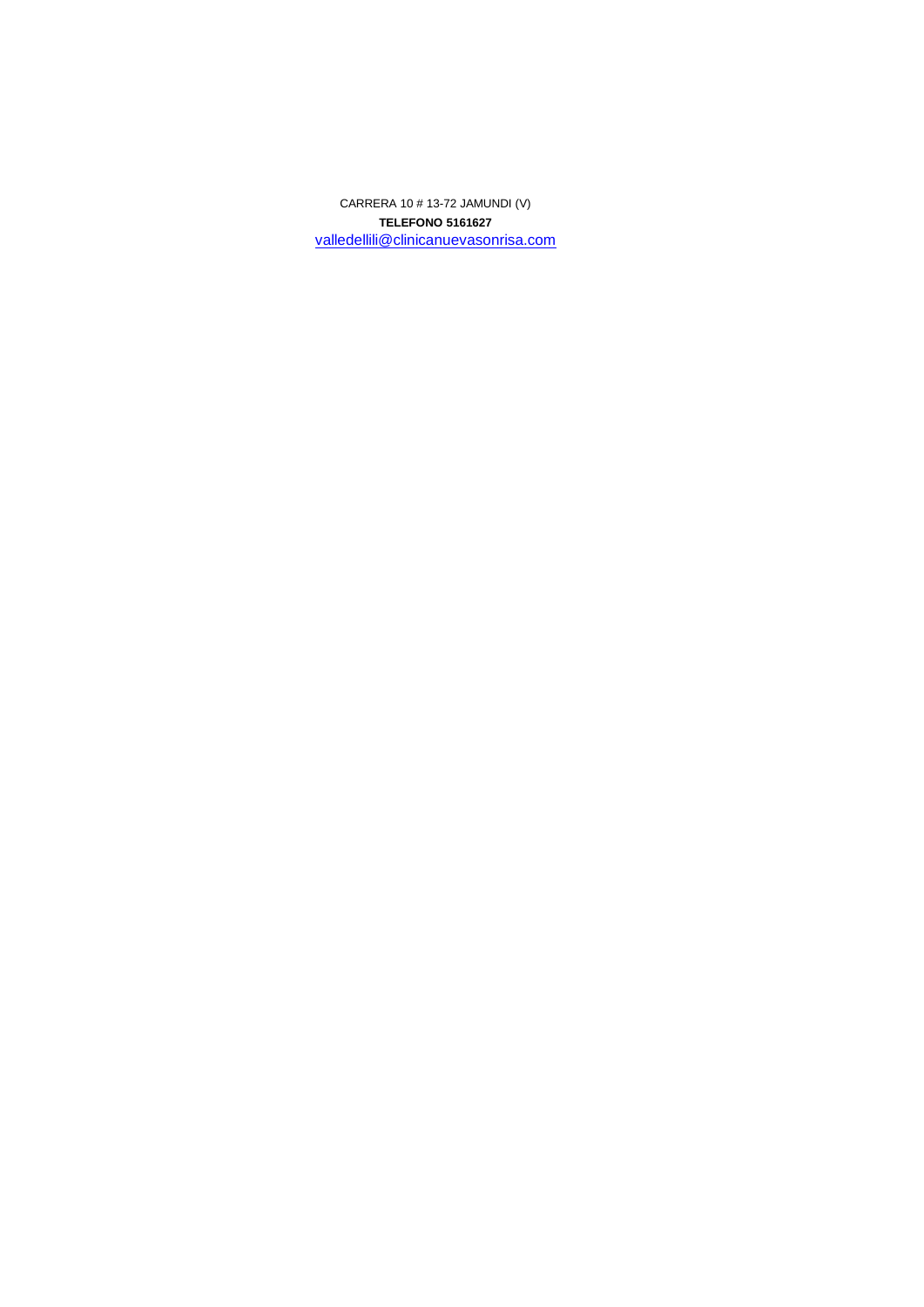CARRERA 10 # 13-72 JAMUNDI (V)

**TELEFONO 5161627**

valledellili@clinicanuevasonrisa.com